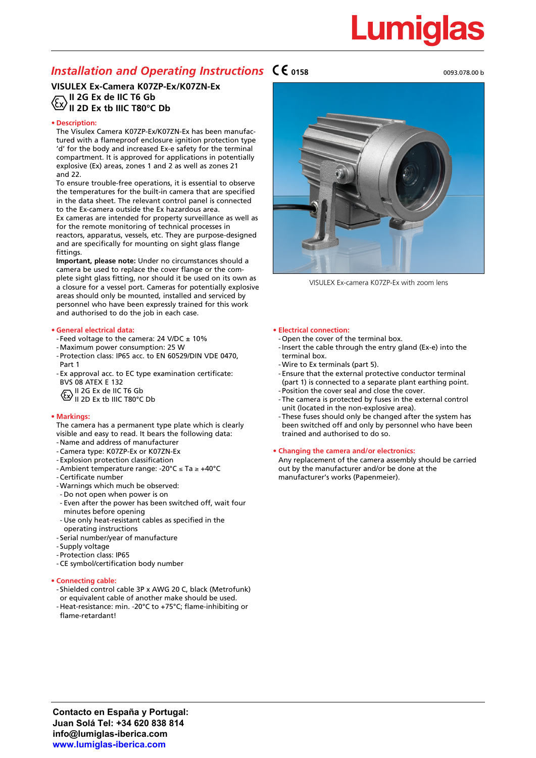Lumiglas

## *Installation and Operating Instructions* CE 0158

0093.078.00 b

### VISULEX Ex-Camera K07ZP-Ex/K07ZN-Ex

**II 2G Ex de IIC T6 Gb**
**II 2D Ex tb IIIC T80°C Db**

**• Description:**

The Visulex Camera K07ZP-Ex/K07ZN-Ex has been manufactured with a flameproof enclosure ignition protection type 'd' for the body and increased Ex-e safety for the terminal compartment. It is approved for applications in potentially explosive (Ex) areas, zones 1 and 2 as well as zones 21 and 22.

To ensure trouble-free operations, it is essential to observe the temperatures for the built-in camera that are specified in the data sheet. The relevant control panel is connected to the Ex-camera outside the Ex hazardous area.

Ex cameras are intended for property surveillance as well as for the remote monitoring of technical processes in reactors, apparatus, vessels, etc. They are purpose-designed and are specifically for mounting on sight glass flange fittings.

**Important, please note:** Under no circumstances should a camera be used to replace the cover flange or the complete sight glass fitting, nor should it be used on its own as a closure for a vessel port. Cameras for potentially explosive areas should only be mounted, installed and serviced by personnel who have been expressly trained for this work and authorised to do the job in each case.

VISULEX Ex-camera K07ZP-Ex with zoom lens

**• General electrical data:**

- Feed voltage to the camera: 24 V/DC ± 10%
- Maximum power consumption: 25 W
- Protection class: IP65 acc. to EN 60529/DIN VDE 0470, Part 1
- Ex approval acc. to EC type examination certificate: BVS 08 ATEX E 132
  II 2G Ex de IIC T6 Gb
  II 2D Ex tb IIIC T80°C Db

**• Markings:**

The camera has a permanent type plate which is clearly visible and easy to read. It bears the following data:

- Name and address of manufacturer
- Camera type: K07ZP-Ex or K07ZN-Ex
- Explosion protection classification
- Ambient temperature range: -20°C ≤ Ta ≥ +40°C
- Certificate number
- Warnings which much be observed:
  - Do not open when power is on
  - Even after the power has been switched off, wait four minutes before opening
  - Use only heat-resistant cables as specified in the operating instructions
- Serial number/year of manufacture
- Supply voltage
- Protection class: IP65
- CE symbol/certification body number

**• Connecting cable:**

- Shielded control cable 3P x AWG 20 C, black (Metrofunk) or equivalent cable of another make should be used.
- Heat-resistance: min. -20°C to +75°C; flame-inhibiting or flame-retardant!

**• Electrical connection:**

- Open the cover of the terminal box.
- Insert the cable through the entry gland (Ex-e) into the terminal box.
- Wire to Ex terminals (part 5).
- Ensure that the external protective conductor terminal (part 1) is connected to a separate plant earthing point.
- Position the cover seal and close the cover.
- The camera is protected by fuses in the external control unit (located in the non-explosive area).
- These fuses should only be changed after the system has been switched off and only by personnel who have been trained and authorised to do so.

**• Changing the camera and/or electronics:**

Any replacement of the camera assembly should be carried out by the manufacturer and/or be done at the manufacturer's works (Papenmeier).

**Contacto en España y Portugal:**
**Juan Solá Tel: +34 620 838 814**
**info@lumiglas-iberica.com**
**www.lumiglas-iberica.com**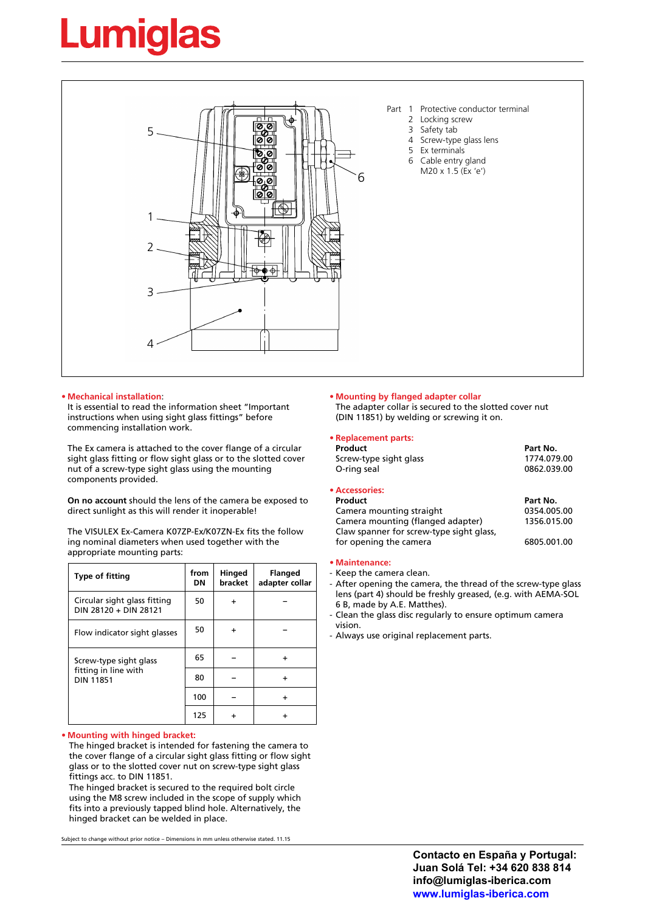# Lumiglas

5
1
2
3
4
6

Part 1 Protective conductor terminal
2 Locking screw
3 Safety tab
4 Screw-type glass lens
5 Ex terminals
6 Cable entry gland M20 x 1.5 (Ex 'e')

**• Mechanical installation:**

It is essential to read the information sheet "Important instructions when using sight glass fittings" before commencing installation work.

The Ex camera is attached to the cover flange of a circular sight glass fitting or flow sight glass or to the slotted cover nut of a screw-type sight glass using the mounting components provided.

**On no account** should the lens of the camera be exposed to direct sunlight as this will render it inoperable!

The VISULEX Ex-Camera K07ZP-Ex/K07ZN-Ex fits the following nominal diameters when used together with the appropriate mounting parts:

| Type of fitting | from DN | Hinged bracket | Flanged adapter collar |
|---|---|---|---|
| Circular sight glass fitting DIN 28120 + DIN 28121 | 50 | + | – |
| Flow indicator sight glasses | 50 | + | – |
| Screw-type sight glass fitting in line with DIN 11851 | 65 | – | + |
| | 80 | – | + |
| | 100 | – | + |
| | 125 | + | + |

**• Mounting with hinged bracket:**

The hinged bracket is intended for fastening the camera to the cover flange of a circular sight glass fitting or flow sight glass or to the slotted cover nut on screw-type sight glass fittings acc. to DIN 11851.
The hinged bracket is secured to the required bolt circle using the M8 screw included in the scope of supply which fits into a previously tapped blind hole. Alternatively, the hinged bracket can be welded in place.

**• Mounting by flanged adapter collar**

The adapter collar is secured to the slotted cover nut (DIN 11851) by welding or screwing it on.

**• Replacement parts:**

| Product | Part No. |
|---|---|
| Screw-type sight glass | 1774.079.00 |
| O-ring seal | 0862.039.00 |

**• Accessories:**

| Product | Part No. |
|---|---|
| Camera mounting straight | 0354.005.00 |
| Camera mounting (flanged adapter) | 1356.015.00 |
| Claw spanner for screw-type sight glass, for opening the camera | 6805.001.00 |

**• Maintenance:**

- Keep the camera clean.
- After opening the camera, the thread of the screw-type glass lens (part 4) should be freshly greased, (e.g. with AEMA-SOL 6 B, made by A.E. Matthes).
- Clean the glass disc regularly to ensure optimum camera vision.
- Always use original replacement parts.

Subject to change without prior notice – Dimensions in mm unless otherwise stated. 11.15

**Contacto en España y Portugal:**
**Juan Solá Tel: +34 620 838 814**
**info@lumiglas-iberica.com**
**www.lumiglas-iberica.com**